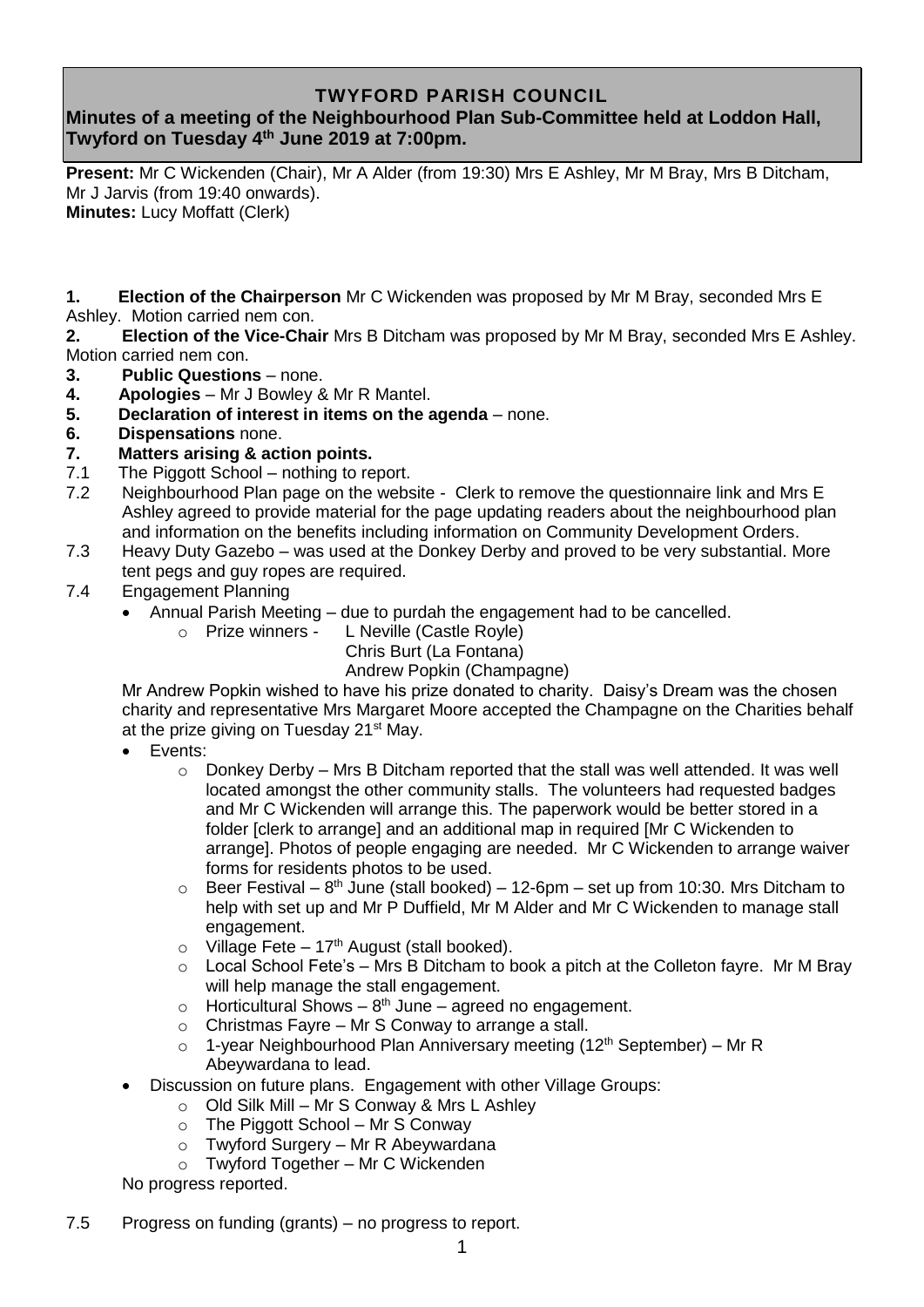# TWYFORD PARISH COUNCIL

**Minutes of a meeting of the Neighbourhood Plan Sub-Committee held at Loddon Hall, Twyford on Tuesday 4th June 2019 at 7:00pm.**

**Present:** Mr C Wickenden (Chair), Mr A Alder (from 19:30) Mrs E Ashley, Mr M Bray, Mrs B Ditcham, Mr J Jarvis (from 19:40 onwards).
**Minutes:** Lucy Moffatt (Clerk)

**1. Election of the Chairperson** Mr C Wickenden was proposed by Mr M Bray, seconded Mrs E Ashley. Motion carried nem con.

**2. Election of the Vice-Chair** Mrs B Ditcham was proposed by Mr M Bray, seconded Mrs E Ashley. Motion carried nem con.

**3. Public Questions** – none.

**4. Apologies** – Mr J Bowley & Mr R Mantel.

**5. Declaration of interest in items on the agenda** – none.

**6. Dispensations** none.

**7. Matters arising & action points.**

7.1 The Piggott School – nothing to report.

7.2 Neighbourhood Plan page on the website - Clerk to remove the questionnaire link and Mrs E Ashley agreed to provide material for the page updating readers about the neighbourhood plan and information on the benefits including information on Community Development Orders.

7.3 Heavy Duty Gazebo – was used at the Donkey Derby and proved to be very substantial. More tent pegs and guy ropes are required.

7.4 Engagement Planning

- Annual Parish Meeting – due to purdah the engagement had to be cancelled.
  - Prize winners - L Neville (Castle Royle)
    Chris Burt (La Fontana)
    Andrew Popkin (Champagne)

Mr Andrew Popkin wished to have his prize donated to charity. Daisy's Dream was the chosen charity and representative Mrs Margaret Moore accepted the Champagne on the Charities behalf at the prize giving on Tuesday 21st May.

- Events:
  - Donkey Derby – Mrs B Ditcham reported that the stall was well attended. It was well located amongst the other community stalls. The volunteers had requested badges and Mr C Wickenden will arrange this. The paperwork would be better stored in a folder [clerk to arrange] and an additional map in required [Mr C Wickenden to arrange]. Photos of people engaging are needed. Mr C Wickenden to arrange waiver forms for residents photos to be used.
  - Beer Festival – 8th June (stall booked) – 12-6pm – set up from 10:30. Mrs Ditcham to help with set up and Mr P Duffield, Mr M Alder and Mr C Wickenden to manage stall engagement.
  - Village Fete – 17th August (stall booked).
  - Local School Fete's – Mrs B Ditcham to book a pitch at the Colleton fayre. Mr M Bray will help manage the stall engagement.
  - Horticultural Shows – 8th June – agreed no engagement.
  - Christmas Fayre – Mr S Conway to arrange a stall.
  - 1-year Neighbourhood Plan Anniversary meeting (12th September) – Mr R Abeywardana to lead.
- Discussion on future plans. Engagement with other Village Groups:
  - Old Silk Mill – Mr S Conway & Mrs L Ashley
  - The Piggott School – Mr S Conway
  - Twyford Surgery – Mr R Abeywardana
  - Twyford Together – Mr C Wickenden

No progress reported.

7.5 Progress on funding (grants) – no progress to report.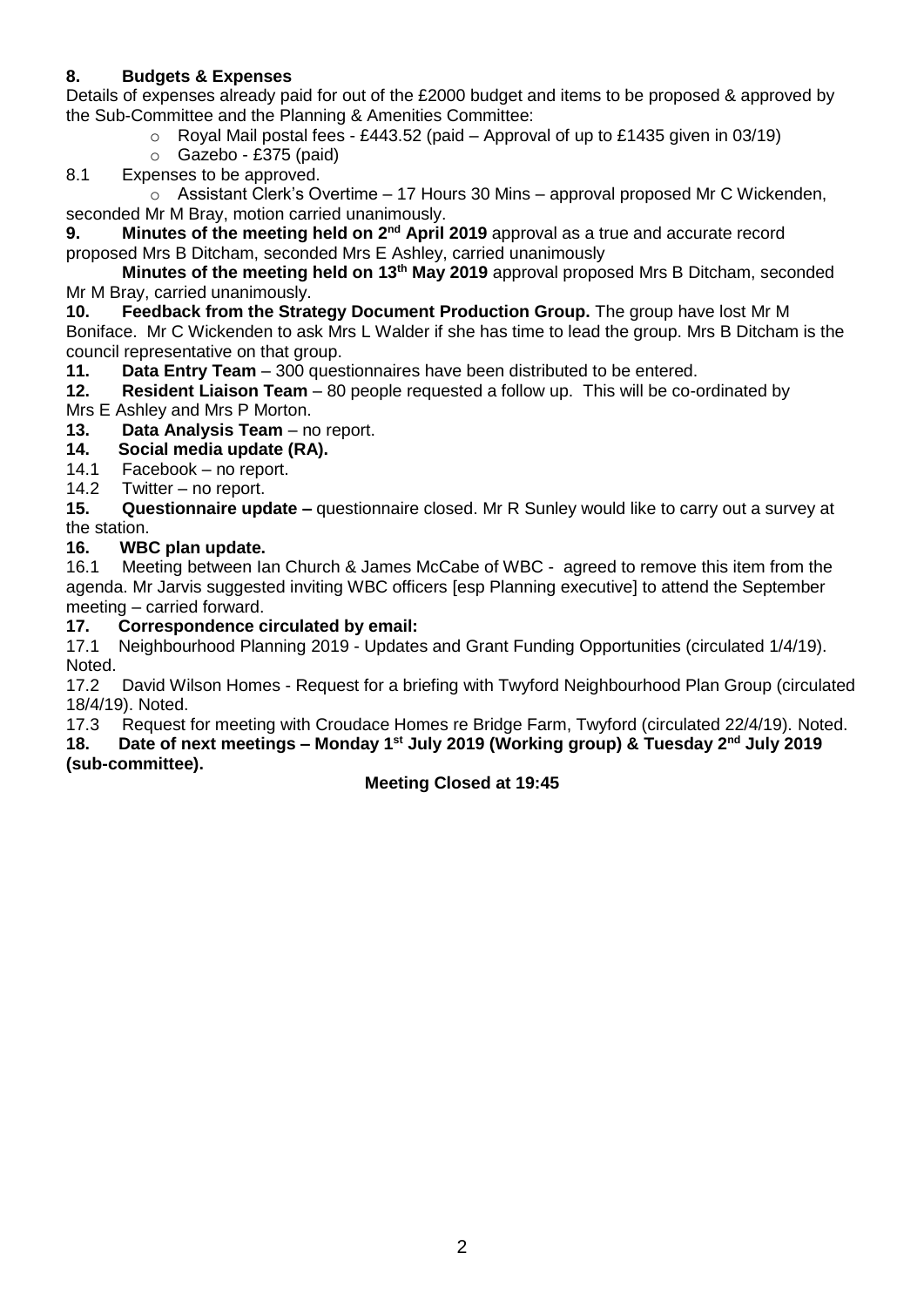**8. Budgets & Expenses**

Details of expenses already paid for out of the £2000 budget and items to be proposed & approved by the Sub-Committee and the Planning & Amenities Committee:

- Royal Mail postal fees - £443.52 (paid – Approval of up to £1435 given in 03/19)
- Gazebo - £375 (paid)

8.1 Expenses to be approved.

- Assistant Clerk's Overtime – 17 Hours 30 Mins – approval proposed Mr C Wickenden, seconded Mr M Bray, motion carried unanimously.

**9. Minutes of the meeting held on 2nd April 2019** approval as a true and accurate record proposed Mrs B Ditcham, seconded Mrs E Ashley, carried unanimously

**Minutes of the meeting held on 13th May 2019** approval proposed Mrs B Ditcham, seconded Mr M Bray, carried unanimously.

**10. Feedback from the Strategy Document Production Group.** The group have lost Mr M Boniface. Mr C Wickenden to ask Mrs L Walder if she has time to lead the group. Mrs B Ditcham is the council representative on that group.

**11. Data Entry Team** – 300 questionnaires have been distributed to be entered.

**12. Resident Liaison Team** – 80 people requested a follow up. This will be co-ordinated by Mrs E Ashley and Mrs P Morton.

**13. Data Analysis Team** – no report.

**14. Social media update (RA).**

14.1 Facebook – no report.

14.2 Twitter – no report.

**15. Questionnaire update –** questionnaire closed. Mr R Sunley would like to carry out a survey at the station.

**16. WBC plan update.**

16.1 Meeting between Ian Church & James McCabe of WBC - agreed to remove this item from the agenda. Mr Jarvis suggested inviting WBC officers [esp Planning executive] to attend the September meeting – carried forward.

**17. Correspondence circulated by email:**

17.1 Neighbourhood Planning 2019 - Updates and Grant Funding Opportunities (circulated 1/4/19). Noted.

17.2 David Wilson Homes - Request for a briefing with Twyford Neighbourhood Plan Group (circulated 18/4/19). Noted.

17.3 Request for meeting with Croudace Homes re Bridge Farm, Twyford (circulated 22/4/19). Noted.

**18. Date of next meetings – Monday 1st July 2019 (Working group) & Tuesday 2nd July 2019 (sub-committee).**

**Meeting Closed at 19:45**